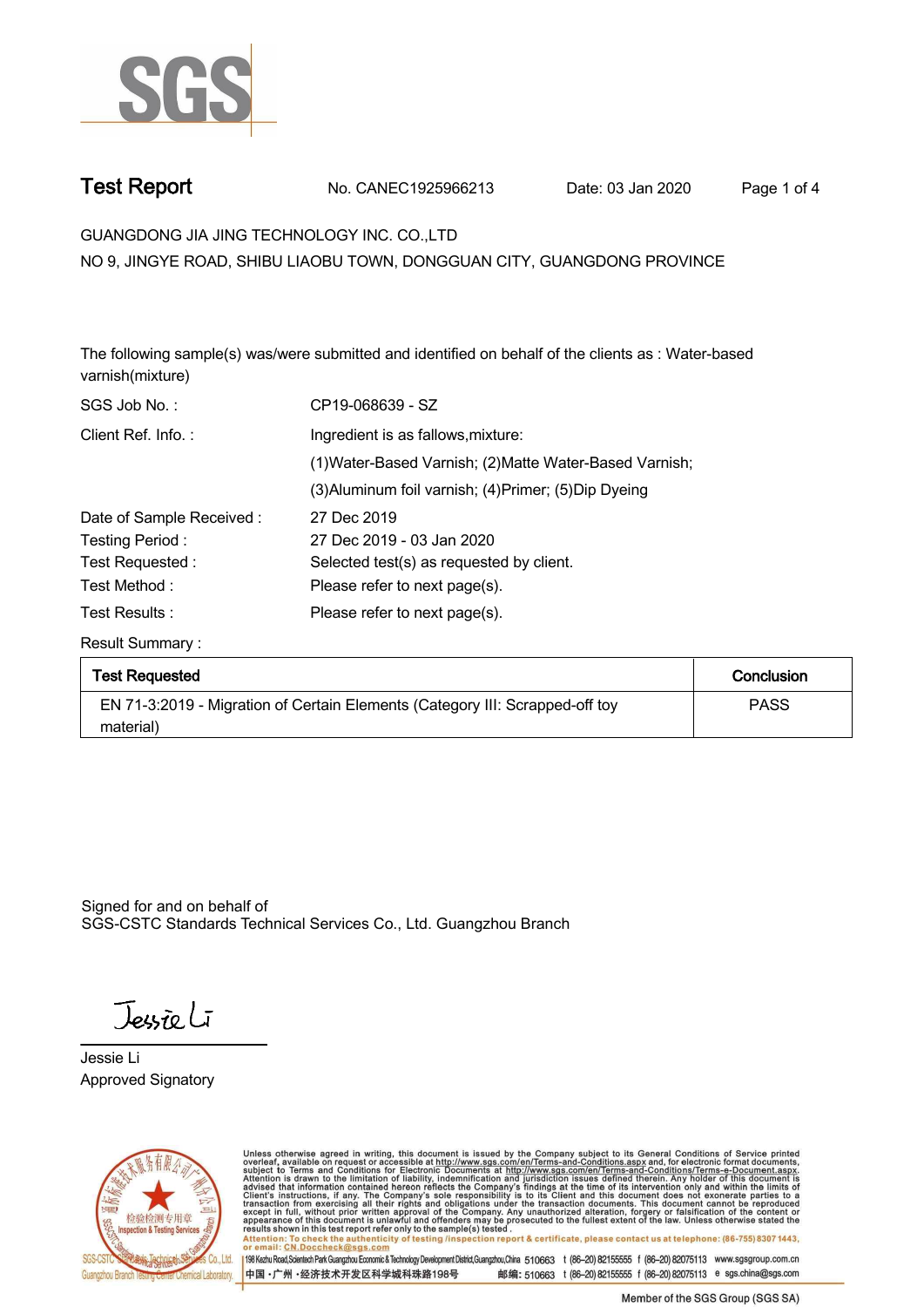# Test Report

No. CANEC1925966213 Date: 03 Jan 2020

GUANGDONG JIA JING TECHNOLOGY INC. CO.,LTD

NO 9, JINGYE ROAD, SHIBU LIAOBU TOWN, DONGGUAN CITY, GUANGDONG PROVINCE

The following sample(s) was/were submitted and identified on behalf of the clients as : Water-based varnish(mixture)

SGS Job No. : CP19-068639 - SZ

Client Ref. Info. : Ingredient is as fallows,mixture:
(1)Water-Based Varnish; (2)Matte Water-Based Varnish;
(3)Aluminum foil varnish; (4)Primer; (5)Dip Dyeing

Date of Sample Received : 27 Dec 2019

Testing Period : 27 Dec 2019 - 03 Jan 2020

Test Requested : Selected test(s) as requested by client.

Test Method : Please refer to next page(s).

Test Results : Please refer to next page(s).

Result Summary :

| Test Requested | Conclusion |
|---|---|
| EN 71-3:2019 - Migration of Certain Elements (Category III: Scrapped-off toy material) | PASS |

Signed for and on behalf of
SGS-CSTC Standards Technical Services Co., Ltd. Guangzhou Branch

Jessie Li

Jessie Li
Approved Signatory

Unless otherwise agreed in writing, this document is issued by the Company subject to its General Conditions of Service printed overleaf, available on request or accessible at http://www.sgs.com/en/Terms-and-Conditions.aspx and, for electronic format documents, subject to Terms and Conditions for Electronic Documents at http://www.sgs.com/en/Terms-and-Conditions/Terms-e-Document.aspx. Attention is drawn to the limitation of liability, indemnification and jurisdiction issues defined therein. Any holder of this document is advised that information contained hereon reflects the Company's findings at the time of its intervention only and within the limits of Client's instructions, if any. The Company's sole responsibility is to its Client and this document does not exonerate parties to a transaction from exercising all their rights and obligations under the transaction documents. This document cannot be reproduced except in full, without prior written approval of the Company. Any unauthorized alteration, forgery or falsification of the content or appearance of this document is unlawful and offenders may be prosecuted to the fullest extent of the law. Unless otherwise stated the results shown in this test report refer only to the sample(s) tested.

Attention: To check the authenticity of testing /inspection report & certificate, please contact us at telephone: (86-755) 8307 1443, or email: CN.Doccheck@sgs.com

SGS-CSTC Standards Technical Services Co., Ltd. Guangzhou Branch Testing Center Chemical Laboratory

198 Kezhu Road,Scientech Park Guangzhou Economic & Technology Development District,Guangzhou,China 510663 t (86–20) 82155555 f (86–20) 82075113 www.sgsgroup.com.cn

中国・广州・经济技术开发区科学城科珠路198号 邮编: 510663 t (86–20) 82155555 f (86–20) 82075113 e sgs.china@sgs.com

Member of the SGS Group (SGS SA)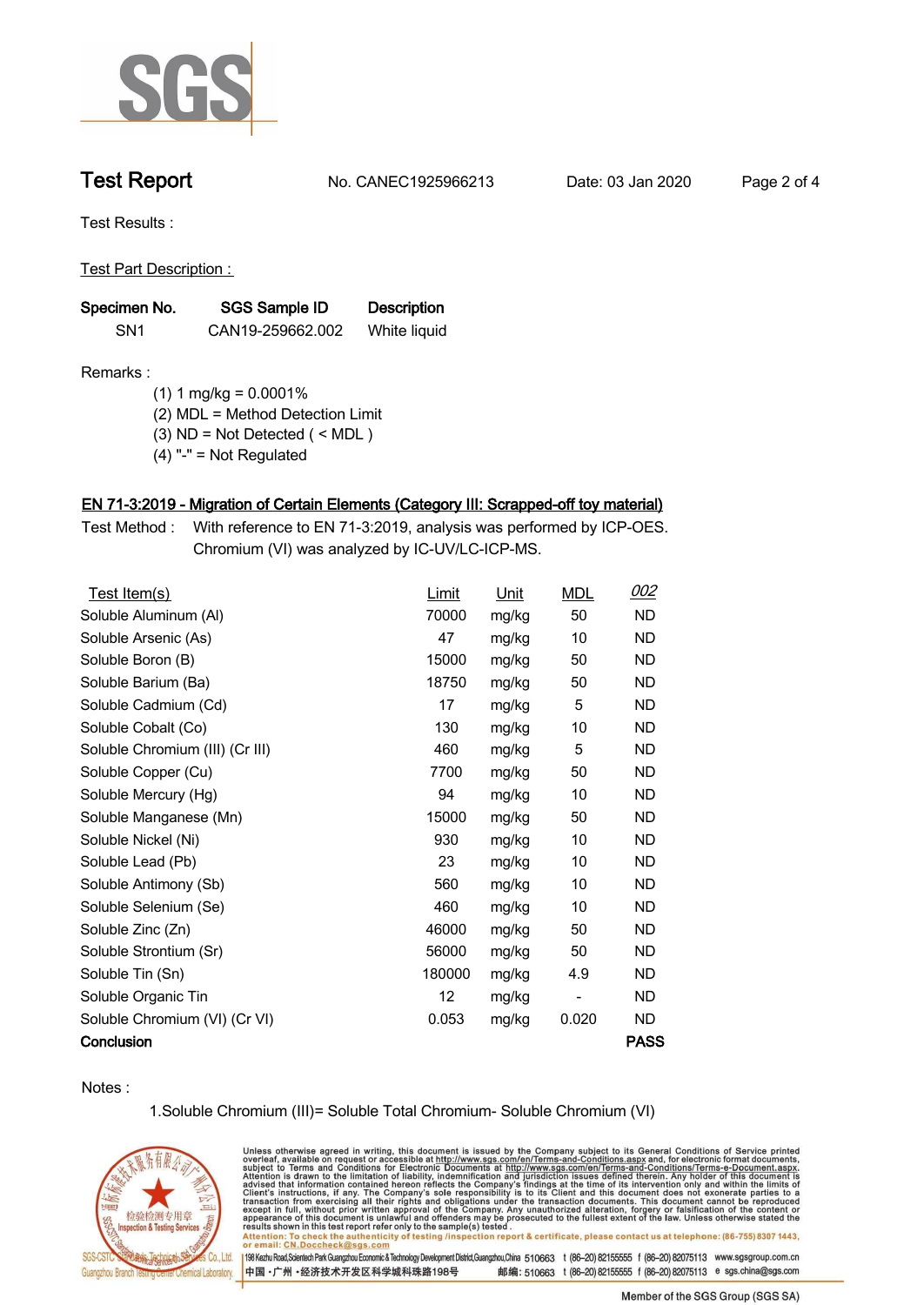# Test Report

No. CANEC1925966213 Date: 03 Jan 2020

Test Results :

Test Part Description :

| Specimen No. | SGS Sample ID | Description |
|---|---|---|
| SN1 | CAN19-259662.002 | White liquid |

Remarks :

(1) 1 mg/kg = 0.0001%
(2) MDL = Method Detection Limit
(3) ND = Not Detected ( < MDL )
(4) "-" = Not Regulated

## EN 71-3:2019 - Migration of Certain Elements (Category III: Scrapped-off toy material)

Test Method : With reference to EN 71-3:2019, analysis was performed by ICP-OES. Chromium (VI) was analyzed by IC-UV/LC-ICP-MS.

| Test Item(s) | Limit | Unit | MDL | 002 |
|---|---|---|---|---|
| Soluble Aluminum (Al) | 70000 | mg/kg | 50 | ND |
| Soluble Arsenic (As) | 47 | mg/kg | 10 | ND |
| Soluble Boron (B) | 15000 | mg/kg | 50 | ND |
| Soluble Barium (Ba) | 18750 | mg/kg | 50 | ND |
| Soluble Cadmium (Cd) | 17 | mg/kg | 5 | ND |
| Soluble Cobalt (Co) | 130 | mg/kg | 10 | ND |
| Soluble Chromium (III) (Cr III) | 460 | mg/kg | 5 | ND |
| Soluble Copper (Cu) | 7700 | mg/kg | 50 | ND |
| Soluble Mercury (Hg) | 94 | mg/kg | 10 | ND |
| Soluble Manganese (Mn) | 15000 | mg/kg | 50 | ND |
| Soluble Nickel (Ni) | 930 | mg/kg | 10 | ND |
| Soluble Lead (Pb) | 23 | mg/kg | 10 | ND |
| Soluble Antimony (Sb) | 560 | mg/kg | 10 | ND |
| Soluble Selenium (Se) | 460 | mg/kg | 10 | ND |
| Soluble Zinc (Zn) | 46000 | mg/kg | 50 | ND |
| Soluble Strontium (Sr) | 56000 | mg/kg | 50 | ND |
| Soluble Tin (Sn) | 180000 | mg/kg | 4.9 | ND |
| Soluble Organic Tin | 12 | mg/kg | - | ND |
| Soluble Chromium (VI) (Cr VI) | 0.053 | mg/kg | 0.020 | ND |
| **Conclusion** | | | | **PASS** |

Notes :

1.Soluble Chromium (III)= Soluble Total Chromium- Soluble Chromium (VI)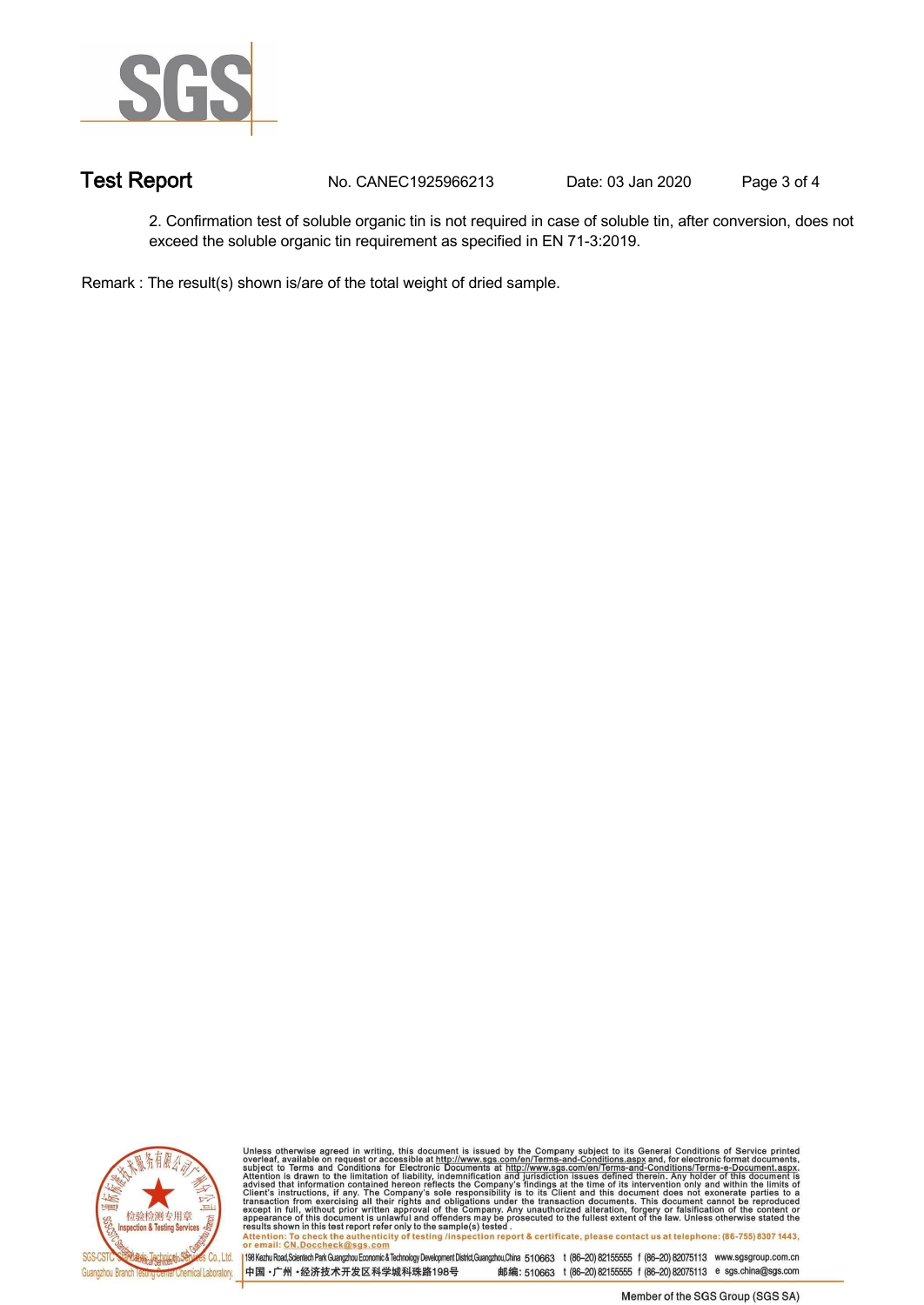2. Confirmation test of soluble organic tin is not required in case of soluble tin, after conversion, does not exceed the soluble organic tin requirement as specified in EN 71-3:2019.

Remark : The result(s) shown is/are of the total weight of dried sample.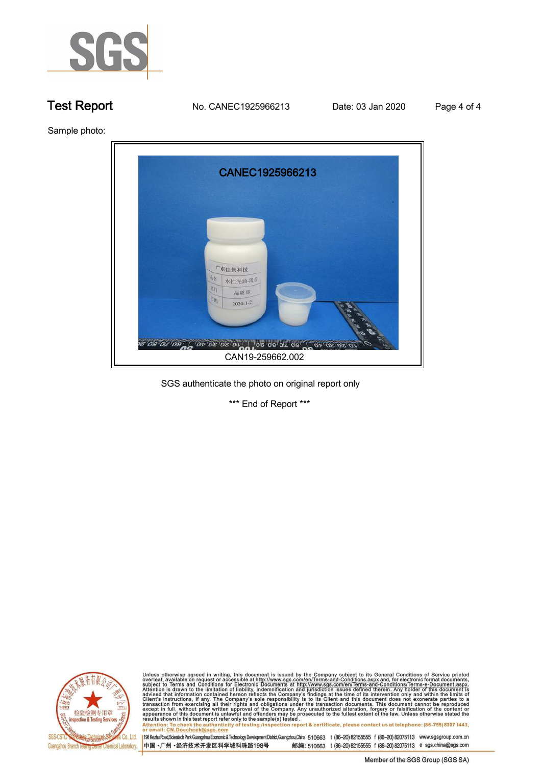# Test Report

No. CANEC1925966213    Date: 03 Jan 2020

Sample photo:

CAN19-259662.002

SGS authenticate the photo on original report only

*** End of Report ***

Unless otherwise agreed in writing, this document is issued by the Company subject to its General Conditions of Service printed overleaf, available on request or accessible at http://www.sgs.com/en/Terms-and-Conditions.aspx and, for electronic format documents, subject to Terms and Conditions for Electronic Documents at http://www.sgs.com/en/Terms-and-Conditions/Terms-e-Document.aspx. Attention is drawn to the limitation of liability, indemnification and jurisdiction issues defined therein. Any holder of this document is advised that information contained hereon reflects the Company's findings at the time of its intervention only and within the limits of Client's instructions, if any. The Company's sole responsibility is to its Client and this document does not exonerate parties to a transaction from exercising all their rights and obligations under the transaction documents. This document cannot be reproduced except in full, without prior written approval of the Company. Any unauthorized alteration, forgery or falsification of the content or appearance of this document is unlawful and offenders may be prosecuted to the fullest extent of the law. Unless otherwise stated the results shown in this test report refer only to the sample(s) tested.

Attention: To check the authenticity of testing /inspection report & certificate, please contact us at telephone: (86-755) 8307 1443, or email: CN.Doccheck@sgs.com

SGS-CSTC Standards Technical Services Co., Ltd. Guangzhou Branch Testing Center Chemical Laboratory.

198 Kezhu Road,Scientech Park Guangzhou Economic & Technology Development District,Guangzhou,China 510663 t (86-20) 82155555 f (86-20) 82075113 www.sgsgroup.com.cn

中国·广州·经济技术开发区科学城科珠路198号 邮编: 510663 t (86-20) 82155555 f (86-20) 82075113 e sgs.china@sgs.com

Member of the SGS Group (SGS SA)